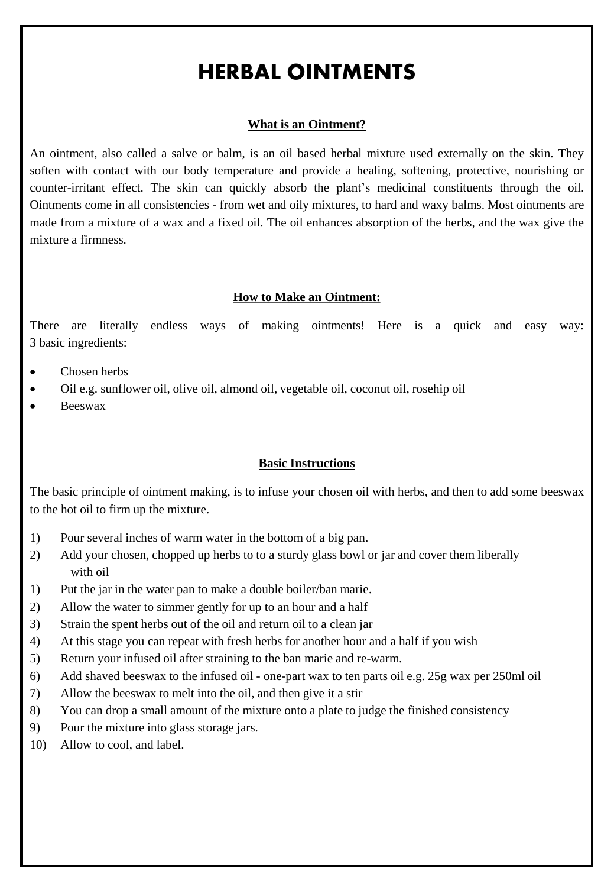# HERBAL OINTMENTS

## What is an Ointment?

An ointment, also called a salve or balm, is an oil based herbal mixture used externally on the skin. They soften with contact with our body temperature and provide a healing, softening, protective, nourishing or counter-irritant effect. The skin can quickly absorb the plant's medicinal constituents through the oil. Ointments come in all consistencies - from wet and oily mixtures, to hard and waxy balms. Most ointments are made from a mixture of a wax and a fixed oil. The oil enhances absorption of the herbs, and the wax give the mixture a firmness.

## How to Make an Ointment:

There are literally endless ways of making ointments! Here is a quick and easy way:
3 basic ingredients:

- Chosen herbs
- Oil e.g. sunflower oil, olive oil, almond oil, vegetable oil, coconut oil, rosehip oil
- Beeswax

## Basic Instructions

The basic principle of ointment making, is to infuse your chosen oil with herbs, and then to add some beeswax to the hot oil to firm up the mixture.

1) Pour several inches of warm water in the bottom of a big pan.
2) Add your chosen, chopped up herbs to to a sturdy glass bowl or jar and cover them liberally with oil
1) Put the jar in the water pan to make a double boiler/ban marie.
2) Allow the water to simmer gently for up to an hour and a half
3) Strain the spent herbs out of the oil and return oil to a clean jar
4) At this stage you can repeat with fresh herbs for another hour and a half if you wish
5) Return your infused oil after straining to the ban marie and re-warm.
6) Add shaved beeswax to the infused oil - one-part wax to ten parts oil e.g. 25g wax per 250ml oil
7) Allow the beeswax to melt into the oil, and then give it a stir
8) You can drop a small amount of the mixture onto a plate to judge the finished consistency
9) Pour the mixture into glass storage jars.
10) Allow to cool, and label.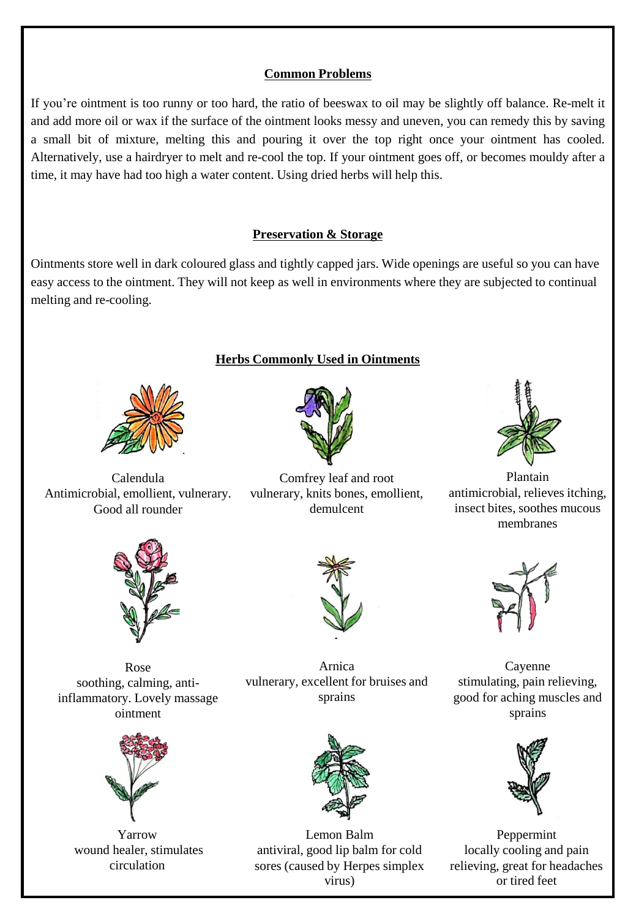## Common Problems

If you're ointment is too runny or too hard, the ratio of beeswax to oil may be slightly off balance. Re-melt it and add more oil or wax if the surface of the ointment looks messy and uneven, you can remedy this by saving a small bit of mixture, melting this and pouring it over the top right once your ointment has cooled. Alternatively, use a hairdryer to melt and re-cool the top. If your ointment goes off, or becomes mouldy after a time, it may have had too high a water content. Using dried herbs will help this.

## Preservation & Storage

Ointments store well in dark coloured glass and tightly capped jars. Wide openings are useful so you can have easy access to the ointment. They will not keep as well in environments where they are subjected to continual melting and re-cooling.

## Herbs Commonly Used in Ointments

Calendula
Antimicrobial, emollient, vulnerary. Good all rounder

Comfrey leaf and root
vulnerary, knits bones, emollient, demulcent

Plantain
antimicrobial, relieves itching, insect bites, soothes mucous membranes

Rose
soothing, calming, anti-inflammatory. Lovely massage ointment

Arnica
vulnerary, excellent for bruises and sprains

Cayenne
stimulating, pain relieving, good for aching muscles and sprains

Yarrow
wound healer, stimulates circulation

Lemon Balm
antiviral, good lip balm for cold sores (caused by Herpes simplex virus)

Peppermint
locally cooling and pain relieving, great for headaches or tired feet